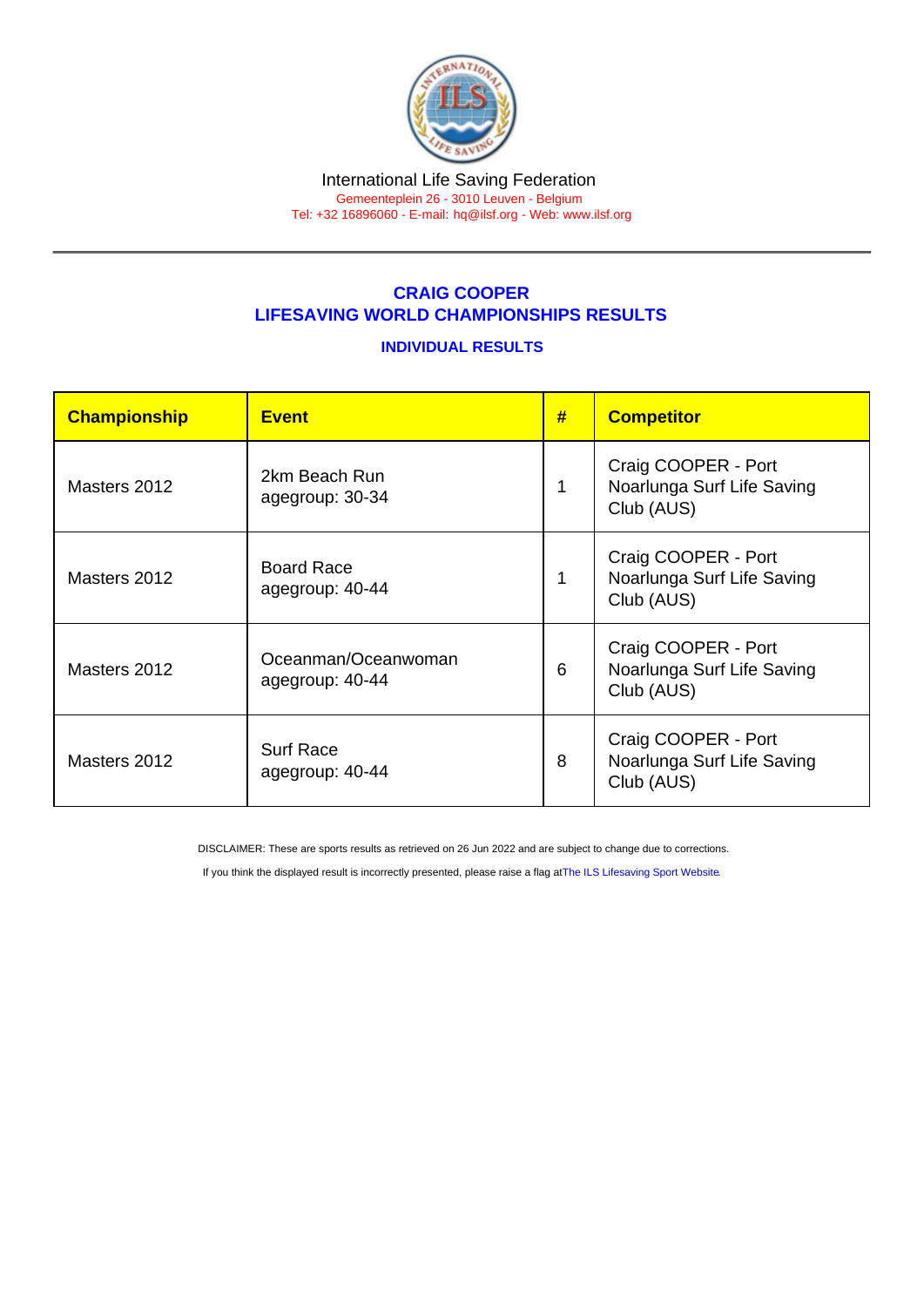International Life Saving Federation

Gemeenteplein 26 - 3010 Leuven - Belgium

Tel: +32 16896060 - E-mail: hq@ilsf.org - Web: www.ilsf.org

## CRAIG COOPER
## LIFESAVING WORLD CHAMPIONSHIPS RESULTS

### INDIVIDUAL RESULTS

| Championship | Event | # | Competitor |
|---|---|---|---|
| Masters 2012 | 2km Beach Run agegroup: 30-34 | 1 | Craig COOPER - Port Noarlunga Surf Life Saving Club (AUS) |
| Masters 2012 | Board Race agegroup: 40-44 | 1 | Craig COOPER - Port Noarlunga Surf Life Saving Club (AUS) |
| Masters 2012 | Oceanman/Oceanwoman agegroup: 40-44 | 6 | Craig COOPER - Port Noarlunga Surf Life Saving Club (AUS) |
| Masters 2012 | Surf Race agegroup: 40-44 | 8 | Craig COOPER - Port Noarlunga Surf Life Saving Club (AUS) |

DISCLAIMER: These are sports results as retrieved on 26 Jun 2022 and are subject to change due to corrections.

If you think the displayed result is incorrectly presented, please raise a flag at The ILS Lifesaving Sport Website.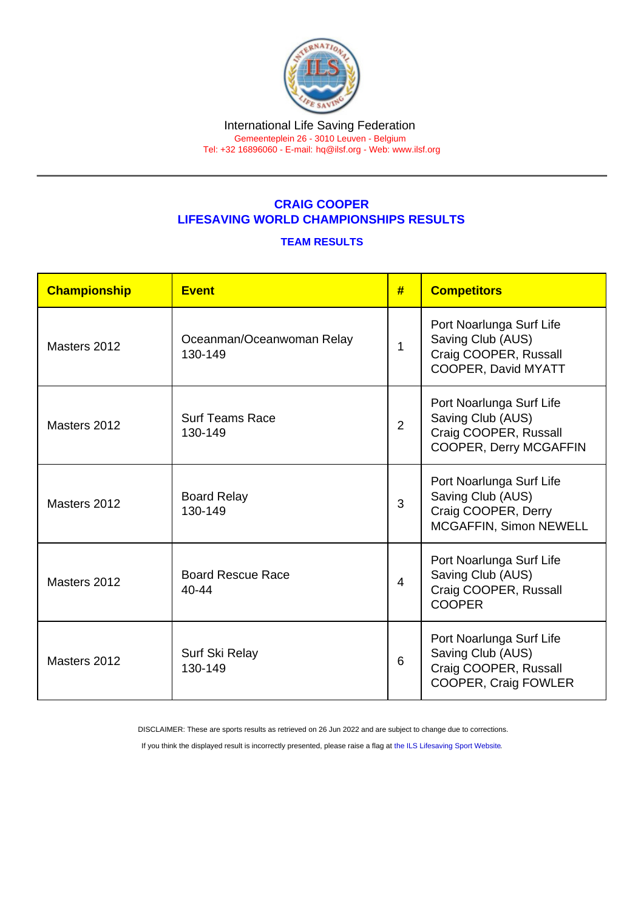International Life Saving Federation
Gemeenteplein 26 - 3010 Leuven - Belgium
Tel: +32 16896060 - E-mail: hq@ilsf.org - Web: www.ilsf.org

## CRAIG COOPER
## LIFESAVING WORLD CHAMPIONSHIPS RESULTS

### TEAM RESULTS

| Championship | Event | # | Competitors |
|---|---|---|---|
| Masters 2012 | Oceanman/Oceanwoman Relay 130-149 | 1 | Port Noarlunga Surf Life Saving Club (AUS) Craig COOPER, Russall COOPER, David MYATT |
| Masters 2012 | Surf Teams Race 130-149 | 2 | Port Noarlunga Surf Life Saving Club (AUS) Craig COOPER, Russall COOPER, Derry MCGAFFIN |
| Masters 2012 | Board Relay 130-149 | 3 | Port Noarlunga Surf Life Saving Club (AUS) Craig COOPER, Derry MCGAFFIN, Simon NEWELL |
| Masters 2012 | Board Rescue Race 40-44 | 4 | Port Noarlunga Surf Life Saving Club (AUS) Craig COOPER, Russall COOPER |
| Masters 2012 | Surf Ski Relay 130-149 | 6 | Port Noarlunga Surf Life Saving Club (AUS) Craig COOPER, Russall COOPER, Craig FOWLER |

DISCLAIMER: These are sports results as retrieved on 26 Jun 2022 and are subject to change due to corrections.

If you think the displayed result is incorrectly presented, please raise a flag at the ILS Lifesaving Sport Website.